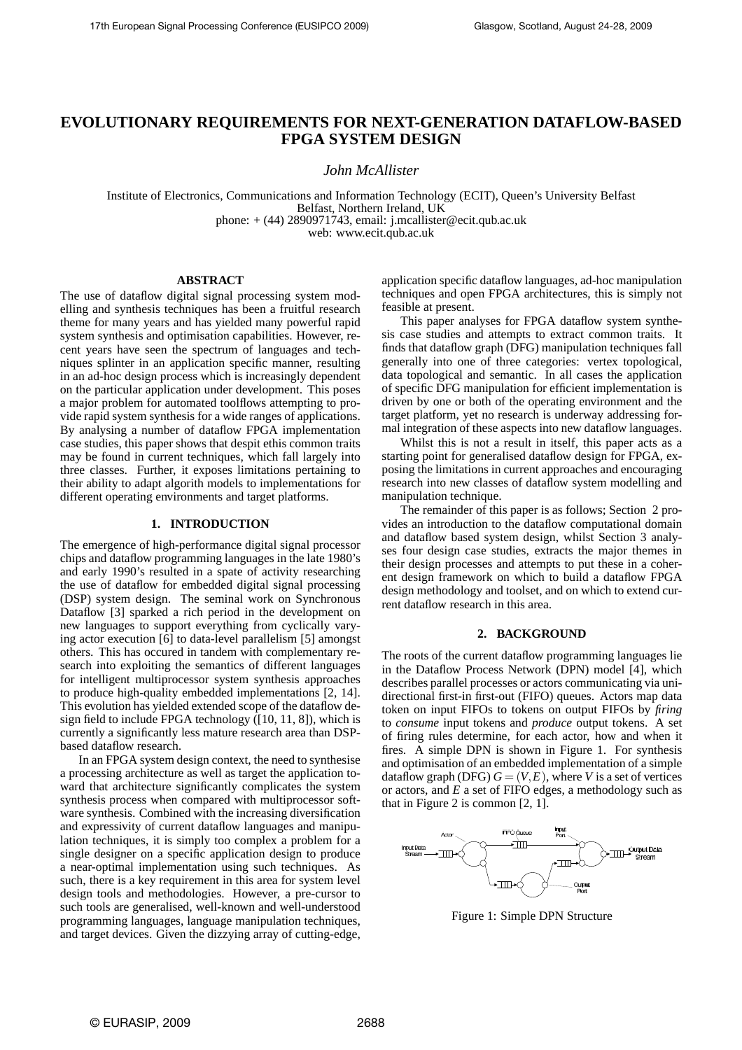# EVOLUTIONARY REQUIREMENTS FOR NEXT-GENERATION DATAFLOW-BASED FPGA SYSTEM DESIGN

*John McAllister*

Institute of Electronics, Communications and Information Technology (ECIT), Queen's University Belfast
Belfast, Northern Ireland, UK
phone: + (44) 2890971743, email: j.mcallister@ecit.qub.ac.uk
web: www.ecit.qub.ac.uk

## ABSTRACT

The use of dataflow digital signal processing system modelling and synthesis techniques has been a fruitful research theme for many years and has yielded many powerful rapid system synthesis and optimisation capabilities. However, recent years have seen the spectrum of languages and techniques splinter in an application specific manner, resulting in an ad-hoc design process which is increasingly dependent on the particular application under development. This poses a major problem for automated toolflows attempting to provide rapid system synthesis for a wide ranges of applications. By analysing a number of dataflow FPGA implementation case studies, this paper shows that despit ethis common traits may be found in current techniques, which fall largely into three classes. Further, it exposes limitations pertaining to their ability to adapt algorith models to implementations for different operating environments and target platforms.

## 1. INTRODUCTION

The emergence of high-performance digital signal processor chips and dataflow programming languages in the late 1980's and early 1990's resulted in a spate of activity researching the use of dataflow for embedded digital signal processing (DSP) system design. The seminal work on Synchronous Dataflow [3] sparked a rich period in the development on new languages to support everything from cyclically varying actor execution [6] to data-level parallelism [5] amongst others. This has occured in tandem with complementary research into exploiting the semantics of different languages for intelligent multiprocessor system synthesis approaches to produce high-quality embedded implementations [2, 14]. This evolution has yielded extended scope of the dataflow design field to include FPGA technology ([10, 11, 8]), which is currently a significantly less mature research area than DSP-based dataflow research.

In an FPGA system design context, the need to synthesise a processing architecture as well as target the application toward that architecture significantly complicates the system synthesis process when compared with multiprocessor software synthesis. Combined with the increasing diversification and expressivity of current dataflow languages and manipulation techniques, it is simply too complex a problem for a single designer on a specific application design to produce a near-optimal implementation using such techniques. As such, there is a key requirement in this area for system level design tools and methodologies. However, a pre-cursor to such tools are generalised, well-known and well-understood programming languages, language manipulation techniques, and target devices. Given the dizzying array of cutting-edge, application specific dataflow languages, ad-hoc manipulation techniques and open FPGA architectures, this is simply not feasible at present.

This paper analyses for FPGA dataflow system synthesis case studies and attempts to extract common traits. It finds that dataflow graph (DFG) manipulation techniques fall generally into one of three categories: vertex topological, data topological and semantic. In all cases the application of specific DFG manipulation for efficient implementation is driven by one or both of the operating environment and the target platform, yet no research is underway addressing formal integration of these aspects into new dataflow languages.

Whilst this is not a result in itself, this paper acts as a starting point for generalised dataflow design for FPGA, exposing the limitations in current approaches and encouraging research into new classes of dataflow system modelling and manipulation technique.

The remainder of this paper is as follows; Section 2 provides an introduction to the dataflow computational domain and dataflow based system design, whilst Section 3 analyses four design case studies, extracts the major themes in their design processes and attempts to put these in a coherent design framework on which to build a dataflow FPGA design methodology and toolset, and on which to extend current dataflow research in this area.

## 2. BACKGROUND

The roots of the current dataflow programming languages lie in the Dataflow Process Network (DPN) model [4], which describes parallel processes or actors communicating via unidirectional first-in first-out (FIFO) queues. Actors map data token on input FIFOs to tokens on output FIFOs by *firing* to *consume* input tokens and *produce* output tokens. A set of firing rules determine, for each actor, how and when it fires. A simple DPN is shown in Figure 1. For synthesis and optimisation of an embedded implementation of a simple dataflow graph (DFG) $G = (V, E)$, where $V$ is a set of vertices or actors, and $E$ a set of FIFO edges, a methodology such as that in Figure 2 is common [2, 1].

Figure 1: Simple DPN Structure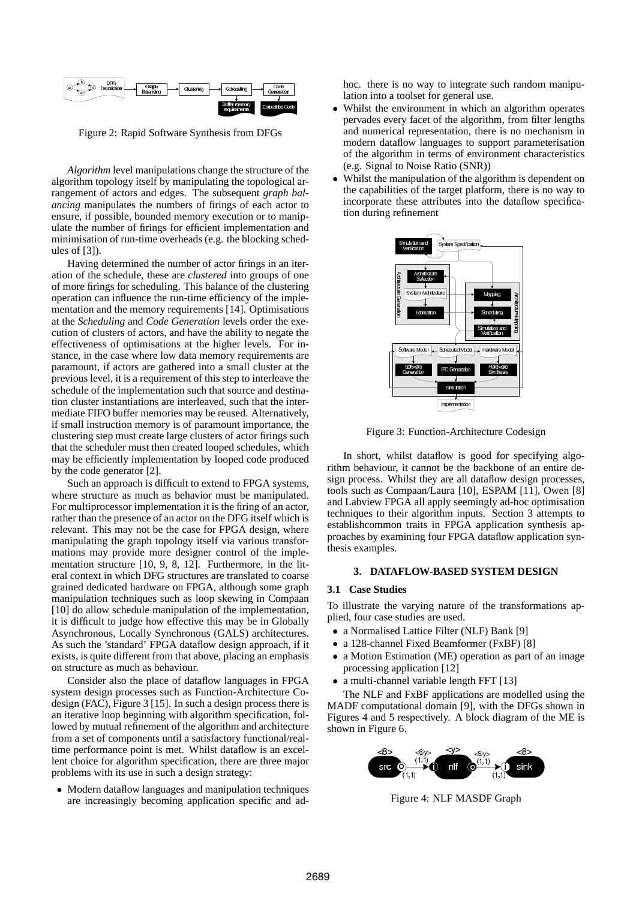Figure 2: Rapid Software Synthesis from DFGs

*Algorithm* level manipulations change the structure of the algorithm topology itself by manipulating the topological arrangement of actors and edges. The subsequent *graph balancing* manipulates the numbers of firings of each actor to ensure, if possible, bounded memory execution or to manipulate the number of firings for efficient implementation and minimisation of run-time overheads (e.g. the blocking schedules of [3]).

Having determined the number of actor firings in an iteration of the schedule, these are *clustered* into groups of one of more firings for scheduling. This balance of the clustering operation can influence the run-time efficiency of the implementation and the memory requirements [14]. Optimisations at the *Scheduling* and *Code Generation* levels order the execution of clusters of actors, and have the ability to negate the effectiveness of optimisations at the higher levels. For instance, in the case where low data memory requirements are paramount, if actors are gathered into a small cluster at the previous level, it is a requirement of this step to interleave the schedule of the implementation such that source and destination cluster instantiations are interleaved, such that the intermediate FIFO buffer memories may be reused. Alternatively, if small instruction memory is of paramount importance, the clustering step must create large clusters of actor firings such that the scheduler must then created looped schedules, which may be efficiently implementation by looped code produced by the code generator [2].

Such an approach is difficult to extend to FPGA systems, where structure as much as behavior must be manipulated. For multiprocessor implementation it is the firing of an actor, rather than the presence of an actor on the DFG itself which is relevant. This may not be the case for FPGA design, where manipulating the graph topology itself via various transformations may provide more designer control of the implementation structure [10, 9, 8, 12]. Furthermore, in the literal context in which DFG structures are translated to coarse grained dedicated hardware on FPGA, although some graph manipulation techniques such as loop skewing in Compaan [10] do allow schedule manipulation of the implementation, it is difficult to judge how effective this may be in Globally Asynchronous, Locally Synchronous (GALS) architectures. As such the 'standard' FPGA dataflow design approach, if it exists, is quite different from that above, placing an emphasis on structure as much as behaviour.

Consider also the place of dataflow languages in FPGA system design processes such as Function-Architecture Codesign (FAC), Figure 3 [15]. In such a design process there is an iterative loop beginning with algorithm specification, followed by mutual refinement of the algorithm and architecture from a set of components until a satisfactory functional/real-time performance point is met. Whilst dataflow is an excellent choice for algorithm specification, there are three major problems with its use in such a design strategy:

- Modern dataflow languages and manipulation techniques are increasingly becoming application specific and ad-hoc. there is no way to integrate such random manipulation into a toolset for general use.
- Whilst the environment in which an algorithm operates pervades every facet of the algorithm, from filter lengths and numerical representation, there is no mechanism in modern dataflow languages to support parameterisation of the algorithm in terms of environment characteristics (e.g. Signal to Noise Ratio (SNR))
- Whilst the manipulation of the algorithm is dependent on the capabilities of the target platform, there is no way to incorporate these attributes into the dataflow specification during refinement

Figure 3: Function-Architecture Codesign

In short, whilst dataflow is good for specifying algorithm behaviour, it cannot be the backbone of an entire design process. Whilst they are all dataflow design processes, tools such as Compaan/Laura [10], ESPAM [11], Owen [8] and Labview FPGA all apply seemingly ad-hoc optimisation techniques to their algorithm inputs. Section 3 attempts to establishcommon traits in FPGA application synthesis approaches by examining four FPGA dataflow application synthesis examples.

## 3. DATAFLOW-BASED SYSTEM DESIGN

### 3.1 Case Studies

To illustrate the varying nature of the transformations applied, four case studies are used.

- a Normalised Lattice Filter (NLF) Bank [9]
- a 128-channel Fixed Beamformer (FxBF) [8]
- a Motion Estimation (ME) operation as part of an image processing application [12]
- a multi-channel variable length FFT [13]

The NLF and FxBF applications are modelled using the MADF computational domain [9], with the DFGs shown in Figures 4 and 5 respectively. A block diagram of the ME is shown in Figure 6.

Figure 4: NLF MASDF Graph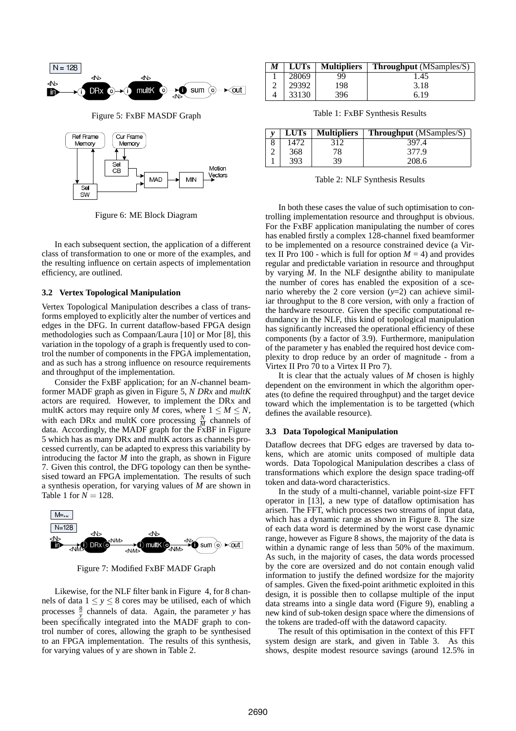Figure 5: FxBF MASDF Graph

Figure 6: ME Block Diagram

In each subsequent section, the application of a different class of transformation to one or more of the examples, and the resulting influence on certain aspects of implementation efficiency, are outlined.

### 3.2 Vertex Topological Manipulation

Vertex Topological Manipulation describes a class of transforms employed to explicitly alter the number of vertices and edges in the DFG. In current dataflow-based FPGA design methodologies such as Compaan/Laura [10] or Mor [8], this variation in the topology of a graph is frequently used to control the number of components in the FPGA implementation, and as such has a strong influence on resource requirements and throughput of the implementation.

Consider the FxBF application; for an *N*-channel beamformer MADF graph as given in Figure 5, *N DRx* and *multK* actors are required. However, to implement the DRx and multK actors may require only *M* cores, where $1 \leq M \leq N$, with each DRx and multK core processing $\frac{N}{M}$ channels of data. Accordingly, the MADF graph for the FxBF in Figure 5 which has as many DRx and multK actors as channels processed currently, can be adapted to express this variability by introducing the factor *M* into the graph, as shown in Figure 7. Given this control, the DFG topology can then be synthesised toward an FPGA implementation. The results of such a synthesis operation, for varying values of *M* are shown in Table 1 for $N = 128$.

Figure 7: Modified FxBF MADF Graph

Likewise, for the NLF filter bank in Figure 4, for 8 channels of data $1 \leq y \leq 8$ cores may be utilised, each of which processes $\frac{8}{y}$ channels of data. Again, the parameter *y* has been specifically integrated into the MADF graph to control number of cores, allowing the graph to be synthesised to an FPGA implementation. The results of this synthesis, for varying values of y are shown in Table 2.

| *M* | **LUTs** | **Multipliers** | **Throughput** (MSamples/S) |
|---|---|---|---|
| 1 | 28069 | 99 | 1.45 |
| 2 | 29392 | 198 | 3.18 |
| 4 | 33130 | 396 | 6.19 |

Table 1: FxBF Synthesis Results

| *y* | **LUTs** | **Multipliers** | **Throughput** (MSamples/S) |
|---|---|---|---|
| 8 | 1472 | 312 | 397.4 |
| 2 | 368 | 78 | 377.9 |
| 1 | 393 | 39 | 208.6 |

Table 2: NLF Synthesis Results

In both these cases the value of such optimisation to controlling implementation resource and throughput is obvious. For the FxBF application manipulating the number of cores has enabled firstly a complex 128-channel fixed beamformer to be implemented on a resource constrained device (a Virtex II Pro 100 - which is full for option $M = 4$) and provides regular and predictable variation in resource and throughput by varying *M*. In the NLF designthe ability to manipulate the number of cores has enabled the exposition of a scenario whereby the 2 core version (*y*=2) can achieve similiar throughput to the 8 core version, with only a fraction of the hardware resource. Given the specific computational redundancy in the NLF, this kind of topological manipulation has significantly increased the operational efficiency of these components (by a factor of 3.9). Furthermore, manipulation of the parameter y has enabled the required host device complexity to drop reduce by an order of magnitude - from a Virtex II Pro 70 to a Virtex II Pro 7).

It is clear that the actualy values of *M* chosen is highly dependent on the environment in which the algorithm operates (to define the required throughput) and the target device toward which the implementation is to be targetted (which defines the available resource).

### 3.3 Data Topological Manipulation

Dataflow decrees that DFG edges are traversed by data tokens, which are atomic units composed of multiple data words. Data Topological Manipulation describes a class of transformations which explore the design space trading-off token and data-word characteristics.

In the study of a multi-channel, variable point-size FFT operator in [13], a new type of dataflow optimisation has arisen. The FFT, which processes two streams of input data, which has a dynamic range as shown in Figure 8. The size of each data word is determined by the worst case dynamic range, however as Figure 8 shows, the majority of the data is within a dynamic range of less than 50% of the maximum. As such, in the majority of cases, the data words processed by the core are oversized and do not contain enough valid information to justify the defined wordsize for the majority of samples. Given the fixed-point arithmetic exploited in this design, it is possible then to collapse multiple of the input data streams into a single data word (Figure 9), enabling a new kind of sub-token design space where the dimensions of the tokens are traded-off with the dataword capacity.

The result of this optimisation in the context of this FFT system design are stark, and given in Table 3. As this shows, despite modest resource savings (around 12.5% in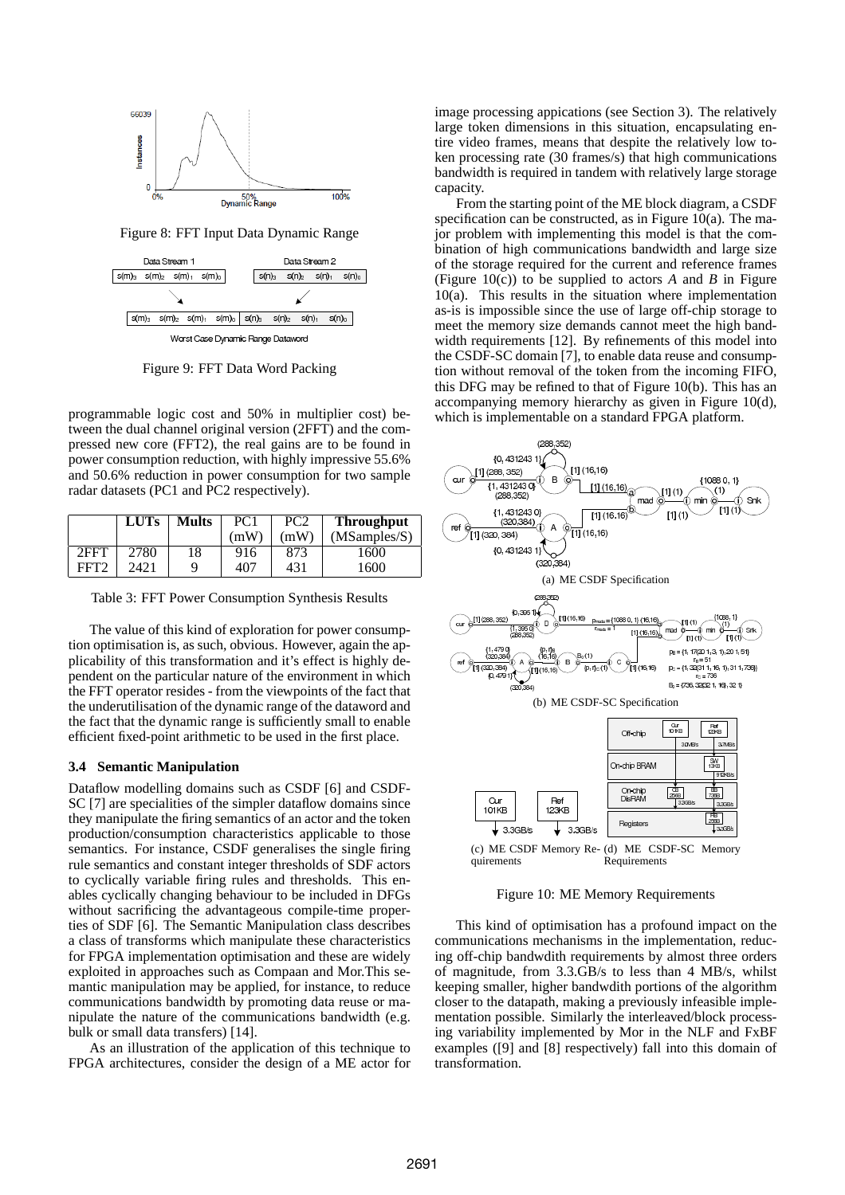Figure 8: FFT Input Data Dynamic Range

Figure 9: FFT Data Word Packing

programmable logic cost and 50% in multiplier cost) between the dual channel original version (2FFT) and the compressed new core (FFT2), the real gains are to be found in power consumption reduction, with highly impressive 55.6% and 50.6% reduction in power consumption for two sample radar datasets (PC1 and PC2 respectively).

| | **LUTs** | **Mults** | PC1 (mW) | PC2 (mW) | **Throughput** (MSamples/S) |
|---|---|---|---|---|---|
| 2FFT | 2780 | 18 | 916 | 873 | 1600 |
| FFT2 | 2421 | 9 | 407 | 431 | 1600 |

Table 3: FFT Power Consumption Synthesis Results

The value of this kind of exploration for power consumption optimisation is, as such, obvious. However, again the applicability of this transformation and it's effect is highly dependent on the particular nature of the environment in which the FFT operator resides - from the viewpoints of the fact that the underutilisation of the dynamic range of the dataword and the fact that the dynamic range is sufficiently small to enable efficient fixed-point arithmetic to be used in the first place.

### 3.4 Semantic Manipulation

Dataflow modelling domains such as CSDF [6] and CSDF-SC [7] are specialities of the simpler dataflow domains since they manipulate the firing semantics of an actor and the token production/consumption characteristics applicable to those semantics. For instance, CSDF generalises the single firing rule semantics and constant integer thresholds of SDF actors to cyclically variable firing rules and thresholds. This enables cyclically changing behaviour to be included in DFGs without sacrificing the advantageous compile-time properties of SDF [6]. The Semantic Manipulation class describes a class of transforms which manipulate these characteristics for FPGA implementation optimisation and these are widely exploited in approaches such as Compaan and Mor.This semantic manipulation may be applied, for instance, to reduce communications bandwidth by promoting data reuse or manipulate the nature of the communications bandwidth (e.g. bulk or small data transfers) [14].

As an illustration of the application of this technique to FPGA architectures, consider the design of a ME actor for image processing apications (see Section 3). The relatively large token dimensions in this situation, encapsulating entire video frames, means that despite the relatively low token processing rate (30 frames/s) that high communications bandwidth is required in tandem with relatively large storage capacity.

From the starting point of the ME block diagram, a CSDF specification can be constructed, as in Figure 10(a). The major problem with implementing this model is that the combination of high communications bandwidth and large size of the storage required for the current and reference frames (Figure 10(c)) to be supplied to actors *A* and *B* in Figure 10(a). This results in the situation where implementation as-is is impossible since the use of large off-chip storage to meet the memory size demands cannot meet the high bandwidth requirements [12]. By refinements of this model into the CSDF-SC domain [7], to enable data reuse and consumption without removal of the token from the incoming FIFO, this DFG may be refined to that of Figure 10(b). This has an accompanying memory hierarchy as given in Figure 10(d), which is implementable on a standard FPGA platform.

(a) ME CSDF Specification

(b) ME CSDF-SC Specification

(c) ME CSDF Memory Requirements (d) ME CSDF-SC Memory Requirements

Figure 10: ME Memory Requirements

This kind of optimisation has a profound impact on the communications mechanisms in the implementation, reducing off-chip bandwdith requirements by almost three orders of magnitude, from 3.3.GB/s to less than 4 MB/s, whilst keeping smaller, higher bandwidth portions of the algorithm closer to the datapath, making a previously infeasible implementation possible. Similarly the interleaved/block processing variability implemented by Mor in the NLF and FxBF examples ([9] and [8] respectively) fall into this domain of transformation.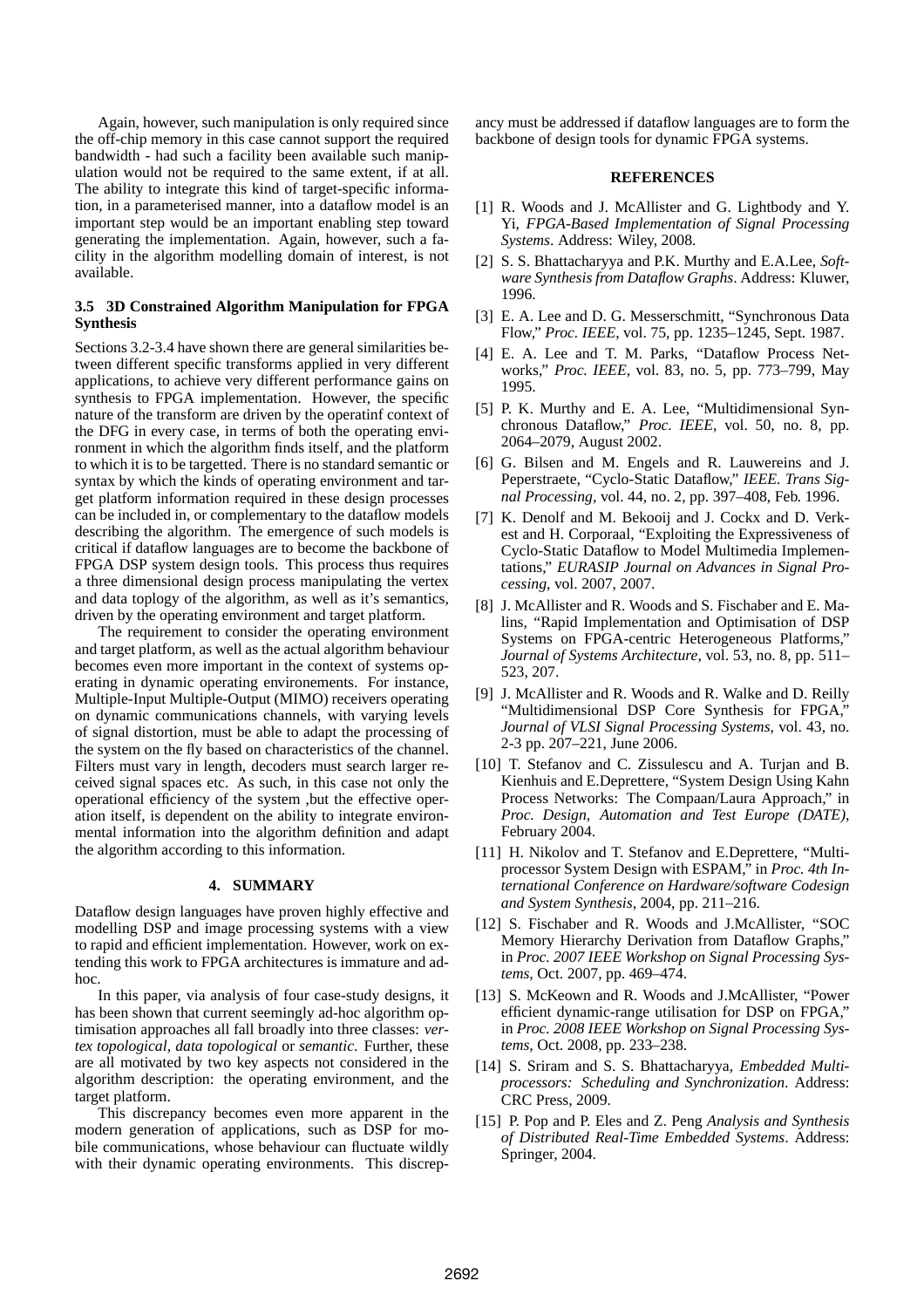Again, however, such manipulation is only required since the off-chip memory in this case cannot support the required bandwidth - had such a facility been available such manipulation would not be required to the same extent, if at all. The ability to integrate this kind of target-specific information, in a parameterised manner, into a dataflow model is an important step would be an important enabling step toward generating the implementation. Again, however, such a facility in the algorithm modelling domain of interest, is not available.

### 3.5 3D Constrained Algorithm Manipulation for FPGA Synthesis

Sections 3.2-3.4 have shown there are general similarities between different specific transforms applied in very different applications, to achieve very different performance gains on synthesis to FPGA implementation. However, the specific nature of the transform are driven by the operatinf context of the DFG in every case, in terms of both the operating environment in which the algorithm finds itself, and the platform to which it is to be targetted. There is no standard semantic or syntax by which the kinds of operating environment and target platform information required in these design processes can be included in, or complementary to the dataflow models describing the algorithm. The emergence of such models is critical if dataflow languages are to become the backbone of FPGA DSP system design tools. This process thus requires a three dimensional design process manipulating the vertex and data toplogy of the algorithm, as well as it's semantics, driven by the operating environment and target platform.

The requirement to consider the operating environment and target platform, as well as the actual algorithm behaviour becomes even more important in the context of systems operating in dynamic operating environements. For instance, Multiple-Input Multiple-Output (MIMO) receivers operating on dynamic communications channels, with varying levels of signal distortion, must be able to adapt the processing of the system on the fly based on characteristics of the channel. Filters must vary in length, decoders must search larger received signal spaces etc. As such, in this case not only the operational efficiency of the system ,but the effective operation itself, is dependent on the ability to integrate environmental information into the algorithm definition and adapt the algorithm according to this information.

## 4. SUMMARY

Dataflow design languages have proven highly effective and modelling DSP and image processing systems with a view to rapid and efficient implementation. However, work on extending this work to FPGA architectures is immature and adhoc.

In this paper, via analysis of four case-study designs, it has been shown that current seemingly ad-hoc algorithm optimisation approaches all fall broadly into three classes: *vertex topological*, *data topological* or *semantic*. Further, these are all motivated by two key aspects not considered in the algorithm description: the operating environment, and the target platform.

This discrepancy becomes even more apparent in the modern generation of applications, such as DSP for mobile communications, whose behaviour can fluctuate wildly with their dynamic operating environments. This discrepancy must be addressed if dataflow languages are to form the backbone of design tools for dynamic FPGA systems.

## REFERENCES

[1] R. Woods and J. McAllister and G. Lightbody and Y. Yi, *FPGA-Based Implementation of Signal Processing Systems*. Address: Wiley, 2008.

[2] S. S. Bhattacharyya and P.K. Murthy and E.A.Lee, *Software Synthesis from Dataflow Graphs*. Address: Kluwer, 1996.

[3] E. A. Lee and D. G. Messerschmitt, "Synchronous Data Flow," *Proc. IEEE*, vol. 75, pp. 1235–1245, Sept. 1987.

[4] E. A. Lee and T. M. Parks, "Dataflow Process Networks," *Proc. IEEE*, vol. 83, no. 5, pp. 773–799, May 1995.

[5] P. K. Murthy and E. A. Lee, "Multidimensional Synchronous Dataflow," *Proc. IEEE*, vol. 50, no. 8, pp. 2064–2079, August 2002.

[6] G. Bilsen and M. Engels and R. Lauwereins and J. Peperstraete, "Cyclo-Static Dataflow," *IEEE. Trans Signal Processing*, vol. 44, no. 2, pp. 397–408, Feb. 1996.

[7] K. Denolf and M. Bekooij and J. Cockx and D. Verkest and H. Corporaal, "Exploiting the Expressiveness of Cyclo-Static Dataflow to Model Multimedia Implementations," *EURASIP Journal on Advances in Signal Processing*, vol. 2007, 2007.

[8] J. McAllister and R. Woods and S. Fischaber and E. Malins, "Rapid Implementation and Optimisation of DSP Systems on FPGA-centric Heterogeneous Platforms," *Journal of Systems Architecture*, vol. 53, no. 8, pp. 511–523, 207.

[9] J. McAllister and R. Woods and R. Walke and D. Reilly "Multidimensional DSP Core Synthesis for FPGA," *Journal of VLSI Signal Processing Systems*, vol. 43, no. 2-3 pp. 207–221, June 2006.

[10] T. Stefanov and C. Zissulescu and A. Turjan and B. Kienhuis and E.Deprettere, "System Design Using Kahn Process Networks: The Compaan/Laura Approach," in *Proc. Design, Automation and Test Europe (DATE)*, February 2004.

[11] H. Nikolov and T. Stefanov and E.Deprettere, "Multiprocessor System Design with ESPAM," in *Proc. 4th International Conference on Hardware/software Codesign and System Synthesis*, 2004, pp. 211–216.

[12] S. Fischaber and R. Woods and J.McAllister, "SOC Memory Hierarchy Derivation from Dataflow Graphs," in *Proc. 2007 IEEE Workshop on Signal Processing Systems*, Oct. 2007, pp. 469–474.

[13] S. McKeown and R. Woods and J.McAllister, "Power efficient dynamic-range utilisation for DSP on FPGA," in *Proc. 2008 IEEE Workshop on Signal Processing Systems*, Oct. 2008, pp. 233–238.

[14] S. Sriram and S. S. Bhattacharyya, *Embedded Multiprocessors: Scheduling and Synchronization*. Address: CRC Press, 2009.

[15] P. Pop and P. Eles and Z. Peng *Analysis and Synthesis of Distributed Real-Time Embedded Systems*. Address: Springer, 2004.